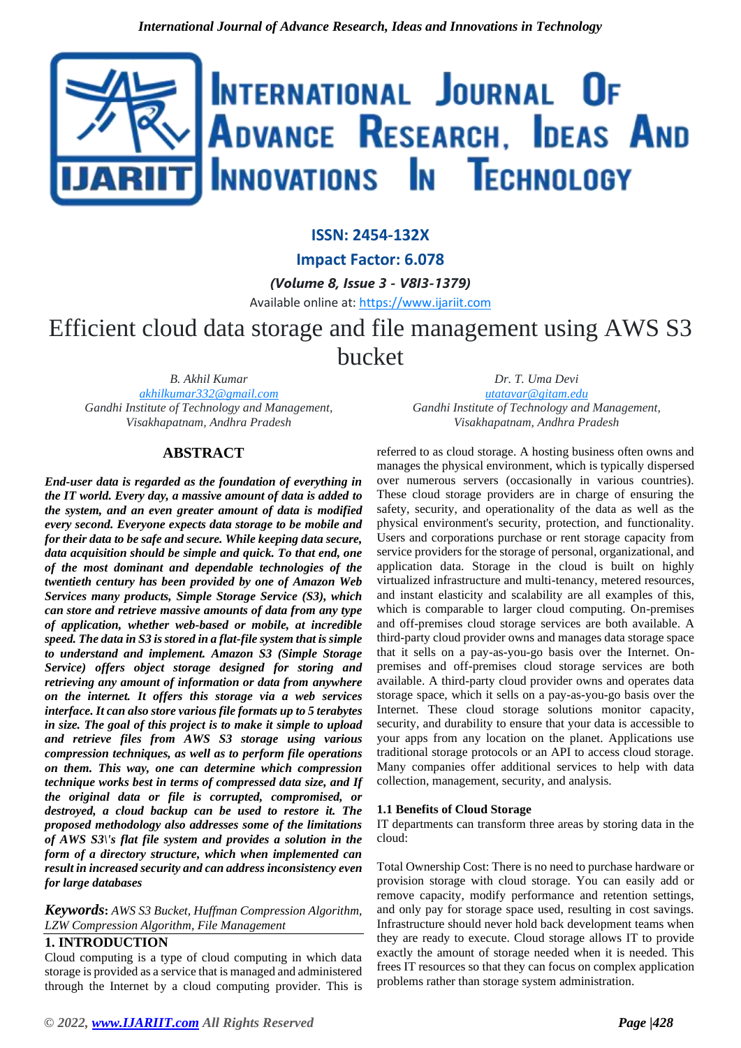ISSN: 2454-132X

Impact Factor: 6.078

*(Volume 8, Issue 3 - V8I3-1379)*

Available online at: https://www.ijariit.com

# Efficient cloud data storage and file management using AWS S3 bucket

*B. Akhil Kumar*
*akhilkumar332@gmail.com*
*Gandhi Institute of Technology and Management, Visakhapatnam, Andhra Pradesh*

*Dr. T. Uma Devi*
*utatavar@gitam.edu*
*Gandhi Institute of Technology and Management, Visakhapatnam, Andhra Pradesh*

## ABSTRACT

***End-user data is regarded as the foundation of everything in the IT world. Every day, a massive amount of data is added to the system, and an even greater amount of data is modified every second. Everyone expects data storage to be mobile and for their data to be safe and secure. While keeping data secure, data acquisition should be simple and quick. To that end, one of the most dominant and dependable technologies of the twentieth century has been provided by one of Amazon Web Services many products, Simple Storage Service (S3), which can store and retrieve massive amounts of data from any type of application, whether web-based or mobile, at incredible speed. The data in S3 is stored in a flat-file system that is simple to understand and implement. Amazon S3 (Simple Storage Service) offers object storage designed for storing and retrieving any amount of information or data from anywhere on the internet. It offers this storage via a web services interface. It can also store various file formats up to 5 terabytes in size. The goal of this project is to make it simple to upload and retrieve files from AWS S3 storage using various compression techniques, as well as to perform file operations on them. This way, one can determine which compression technique works best in terms of compressed data size, and If the original data or file is corrupted, compromised, or destroyed, a cloud backup can be used to restore it. The proposed methodology also addresses some of the limitations of AWS S3\'s flat file system and provides a solution in the form of a directory structure, which when implemented can result in increased security and can address inconsistency even for large databases***

***Keywords****: AWS S3 Bucket, Huffman Compression Algorithm, LZW Compression Algorithm, File Management*

## 1. INTRODUCTION

Cloud computing is a type of cloud computing in which data storage is provided as a service that is managed and administered through the Internet by a cloud computing provider. This is referred to as cloud storage. A hosting business often owns and manages the physical environment, which is typically dispersed over numerous servers (occasionally in various countries). These cloud storage providers are in charge of ensuring the safety, security, and operationality of the data as well as the physical environment's security, protection, and functionality. Users and corporations purchase or rent storage capacity from service providers for the storage of personal, organizational, and application data. Storage in the cloud is built on highly virtualized infrastructure and multi-tenancy, metered resources, and instant elasticity and scalability are all examples of this, which is comparable to larger cloud computing. On-premises and off-premises cloud storage services are both available. A third-party cloud provider owns and manages data storage space that it sells on a pay-as-you-go basis over the Internet. On-premises and off-premises cloud storage services are both available. A third-party cloud provider owns and operates data storage space, which it sells on a pay-as-you-go basis over the Internet. These cloud storage solutions monitor capacity, security, and durability to ensure that your data is accessible to your apps from any location on the planet. Applications use traditional storage protocols or an API to access cloud storage. Many companies offer additional services to help with data collection, management, security, and analysis.

### 1.1 Benefits of Cloud Storage

IT departments can transform three areas by storing data in the cloud:

Total Ownership Cost: There is no need to purchase hardware or provision storage with cloud storage. You can easily add or remove capacity, modify performance and retention settings, and only pay for storage space used, resulting in cost savings. Infrastructure should never hold back development teams when they are ready to execute. Cloud storage allows IT to provide exactly the amount of storage needed when it is needed. This frees IT resources so that they can focus on complex application problems rather than storage system administration.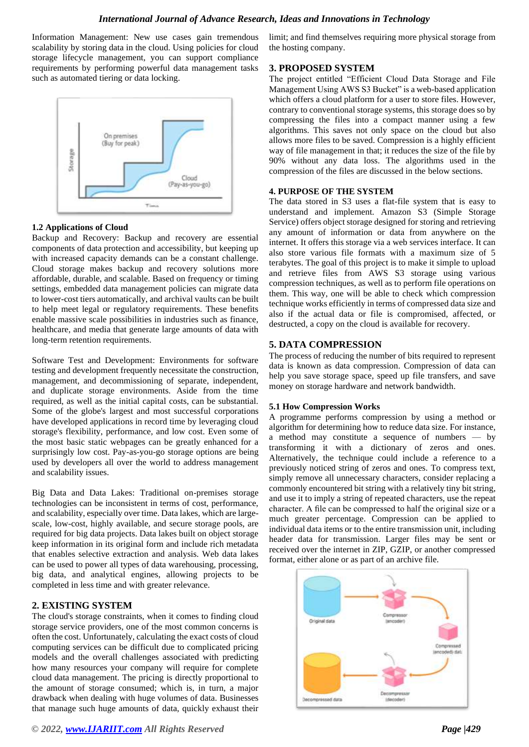Information Management: New use cases gain tremendous scalability by storing data in the cloud. Using policies for cloud storage lifecycle management, you can simplify compliance requirements by performing powerful data management tasks such as automated tiering or data locking.

### 1.2 Applications of Cloud

Backup and Recovery: Backup and recovery are essential components of data protection and accessibility, but keeping up with increased capacity demands can be a constant challenge. Cloud storage makes backup and recovery solutions more affordable, durable, and scalable. Based on frequency or timing settings, embedded data management policies can migrate data to lower-cost tiers automatically, and archival vaults can be built to help meet legal or regulatory requirements. These benefits enable massive scale possibilities in industries such as finance, healthcare, and media that generate large amounts of data with long-term retention requirements.

Software Test and Development: Environments for software testing and development frequently necessitate the construction, management, and decommissioning of separate, independent, and duplicate storage environments. Aside from the time required, as well as the initial capital costs, can be substantial. Some of the globe's largest and most successful corporations have developed applications in record time by leveraging cloud storage's flexibility, performance, and low cost. Even some of the most basic static webpages can be greatly enhanced for a surprisingly low cost. Pay-as-you-go storage options are being used by developers all over the world to address management and scalability issues.

Big Data and Data Lakes: Traditional on-premises storage technologies can be inconsistent in terms of cost, performance, and scalability, especially over time. Data lakes, which are large-scale, low-cost, highly available, and secure storage pools, are required for big data projects. Data lakes built on object storage keep information in its original form and include rich metadata that enables selective extraction and analysis. Web data lakes can be used to power all types of data warehousing, processing, big data, and analytical engines, allowing projects to be completed in less time and with greater relevance.

## 2. EXISTING SYSTEM

The cloud's storage constraints, when it comes to finding cloud storage service providers, one of the most common concerns is often the cost. Unfortunately, calculating the exact costs of cloud computing services can be difficult due to complicated pricing models and the overall challenges associated with predicting how many resources your company will require for complete cloud data management. The pricing is directly proportional to the amount of storage consumed; which is, in turn, a major drawback when dealing with huge volumes of data. Businesses that manage such huge amounts of data, quickly exhaust their limit; and find themselves requiring more physical storage from the hosting company.

## 3. PROPOSED SYSTEM

The project entitled "Efficient Cloud Data Storage and File Management Using AWS S3 Bucket" is a web-based application which offers a cloud platform for a user to store files. However, contrary to conventional storage systems, this storage does so by compressing the files into a compact manner using a few algorithms. This saves not only space on the cloud but also allows more files to be saved. Compression is a highly efficient way of file management in that; it reduces the size of the file by 90% without any data loss. The algorithms used in the compression of the files are discussed in the below sections.

## 4. PURPOSE OF THE SYSTEM

The data stored in S3 uses a flat-file system that is easy to understand and implement. Amazon S3 (Simple Storage Service) offers object storage designed for storing and retrieving any amount of information or data from anywhere on the internet. It offers this storage via a web services interface. It can also store various file formats with a maximum size of 5 terabytes. The goal of this project is to make it simple to upload and retrieve files from AWS S3 storage using various compression techniques, as well as to perform file operations on them. This way, one will be able to check which compression technique works efficiently in terms of compressed data size and also if the actual data or file is compromised, affected, or destructed, a copy on the cloud is available for recovery.

## 5. DATA COMPRESSION

The process of reducing the number of bits required to represent data is known as data compression. Data compression can help you save storage space, speed up file transfers, and save money on storage hardware and network bandwidth.

### 5.1 How Compression Works

A programme performs compression by using a method or algorithm for determining how to reduce data size. For instance, a method may constitute a sequence of numbers — by transforming it with a dictionary of zeros and ones. Alternatively, the technique could include a reference to a previously noticed string of zeros and ones. To compress text, simply remove all unnecessary characters, consider replacing a commonly encountered bit string with a relatively tiny bit string, and use it to imply a string of repeated characters, use the repeat character. A file can be compressed to half the original size or a much greater percentage. Compression can be applied to individual data items or to the entire transmission unit, including header data for transmission. Larger files may be sent or received over the internet in ZIP, GZIP, or another compressed format, either alone or as part of an archive file.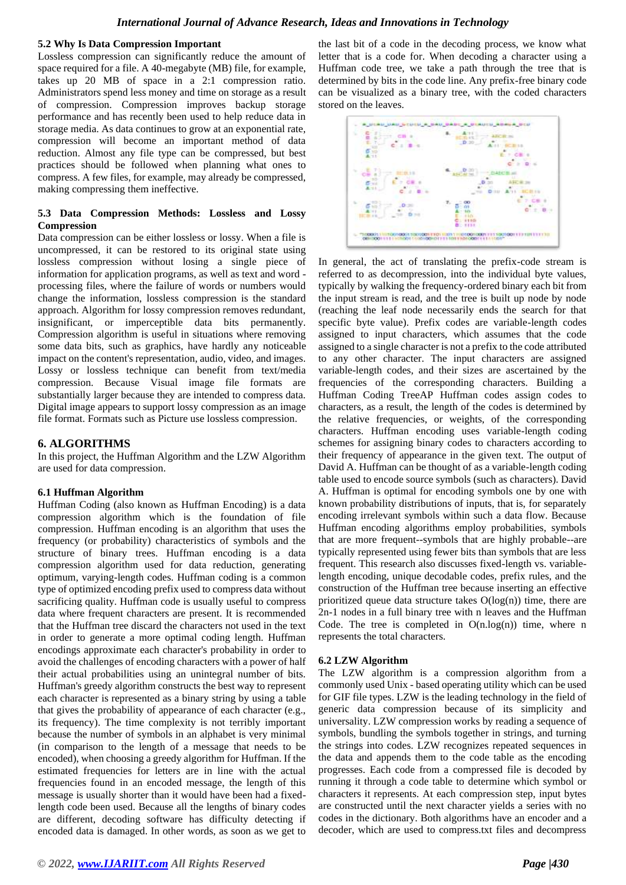### 5.2 Why Is Data Compression Important

Lossless compression can significantly reduce the amount of space required for a file. A 40-megabyte (MB) file, for example, takes up 20 MB of space in a 2:1 compression ratio. Administrators spend less money and time on storage as a result of compression. Compression improves backup storage performance and has recently been used to help reduce data in storage media. As data continues to grow at an exponential rate, compression will become an important method of data reduction. Almost any file type can be compressed, but best practices should be followed when planning what ones to compress. A few files, for example, may already be compressed, making compressing them ineffective.

### 5.3 Data Compression Methods: Lossless and Lossy Compression

Data compression can be either lossless or lossy. When a file is uncompressed, it can be restored to its original state using lossless compression without losing a single piece of information for application programs, as well as text and word - processing files, where the failure of words or numbers would change the information, lossless compression is the standard approach. Algorithm for lossy compression removes redundant, insignificant, or imperceptible data bits permanently. Compression algorithm is useful in situations where removing some data bits, such as graphics, have hardly any noticeable impact on the content's representation, audio, video, and images. Lossy or lossless technique can benefit from text/media compression. Because Visual image file formats are substantially larger because they are intended to compress data. Digital image appears to support lossy compression as an image file format. Formats such as Picture use lossless compression.

## 6. ALGORITHMS

In this project, the Huffman Algorithm and the LZW Algorithm are used for data compression.

### 6.1 Huffman Algorithm

Huffman Coding (also known as Huffman Encoding) is a data compression algorithm which is the foundation of file compression. Huffman encoding is an algorithm that uses the frequency (or probability) characteristics of symbols and the structure of binary trees. Huffman encoding is a data compression algorithm used for data reduction, generating optimum, varying-length codes. Huffman coding is a common type of optimized encoding prefix used to compress data without sacrificing quality. Huffman code is usually useful to compress data where frequent characters are present. It is recommended that the Huffman tree discard the characters not used in the text in order to generate a more optimal coding length. Huffman encodings approximate each character's probability in order to avoid the challenges of encoding characters with a power of half their actual probabilities using an unintegral number of bits. Huffman's greedy algorithm constructs the best way to represent each character is represented as a binary string by using a table that gives the probability of appearance of each character (e.g., its frequency). The time complexity is not terribly important because the number of symbols in an alphabet is very minimal (in comparison to the length of a message that needs to be encoded), when choosing a greedy algorithm for Huffman. If the estimated frequencies for letters are in line with the actual frequencies found in an encoded message, the length of this message is usually shorter than it would have been had a fixed-length code been used. Because all the lengths of binary codes are different, decoding software has difficulty detecting if encoded data is damaged. In other words, as soon as we get to the last bit of a code in the decoding process, we know what letter that is a code for. When decoding a character using a Huffman code tree, we take a path through the tree that is determined by bits in the code line. Any prefix-free binary code can be visualized as a binary tree, with the coded characters stored on the leaves.

In general, the act of translating the prefix-code stream is referred to as decompression, into the individual byte values, typically by walking the frequency-ordered binary each bit from the input stream is read, and the tree is built up node by node (reaching the leaf node necessarily ends the search for that specific byte value). Prefix codes are variable-length codes assigned to input characters, which assumes that the code assigned to a single character is not a prefix to the code attributed to any other character. The input characters are assigned variable-length codes, and their sizes are ascertained by the frequencies of the corresponding characters. Building a Huffman Coding TreeAP Huffman codes assign codes to characters, as a result, the length of the codes is determined by the relative frequencies, or weights, of the corresponding characters. Huffman encoding uses variable-length coding schemes for assigning binary codes to characters according to their frequency of appearance in the given text. The output of David A. Huffman can be thought of as a variable-length coding table used to encode source symbols (such as characters). David A. Huffman is optimal for encoding symbols one by one with known probability distributions of inputs, that is, for separately encoding irrelevant symbols within such a data flow. Because Huffman encoding algorithms employ probabilities, symbols that are more frequent--symbols that are highly probable--are typically represented using fewer bits than symbols that are less frequent. This research also discusses fixed-length vs. variable-length encoding, unique decodable codes, prefix rules, and the construction of the Huffman tree because inserting an effective prioritized queue data structure takes $O(\log(n))$ time, there are 2n-1 nodes in a full binary tree with n leaves and the Huffman Code. The tree is completed in $O(n.\log(n))$ time, where n represents the total characters.

### 6.2 LZW Algorithm

The LZW algorithm is a compression algorithm from a commonly used Unix - based operating utility which can be used for GIF file types. LZW is the leading technology in the field of generic data compression because of its simplicity and universality. LZW compression works by reading a sequence of symbols, bundling the symbols together in strings, and turning the strings into codes. LZW recognizes repeated sequences in the data and appends them to the code table as the encoding progresses. Each code from a compressed file is decoded by running it through a code table to determine which symbol or characters it represents. At each compression step, input bytes are constructed until the next character yields a series with no codes in the dictionary. Both algorithms have an encoder and a decoder, which are used to compress.txt files and decompress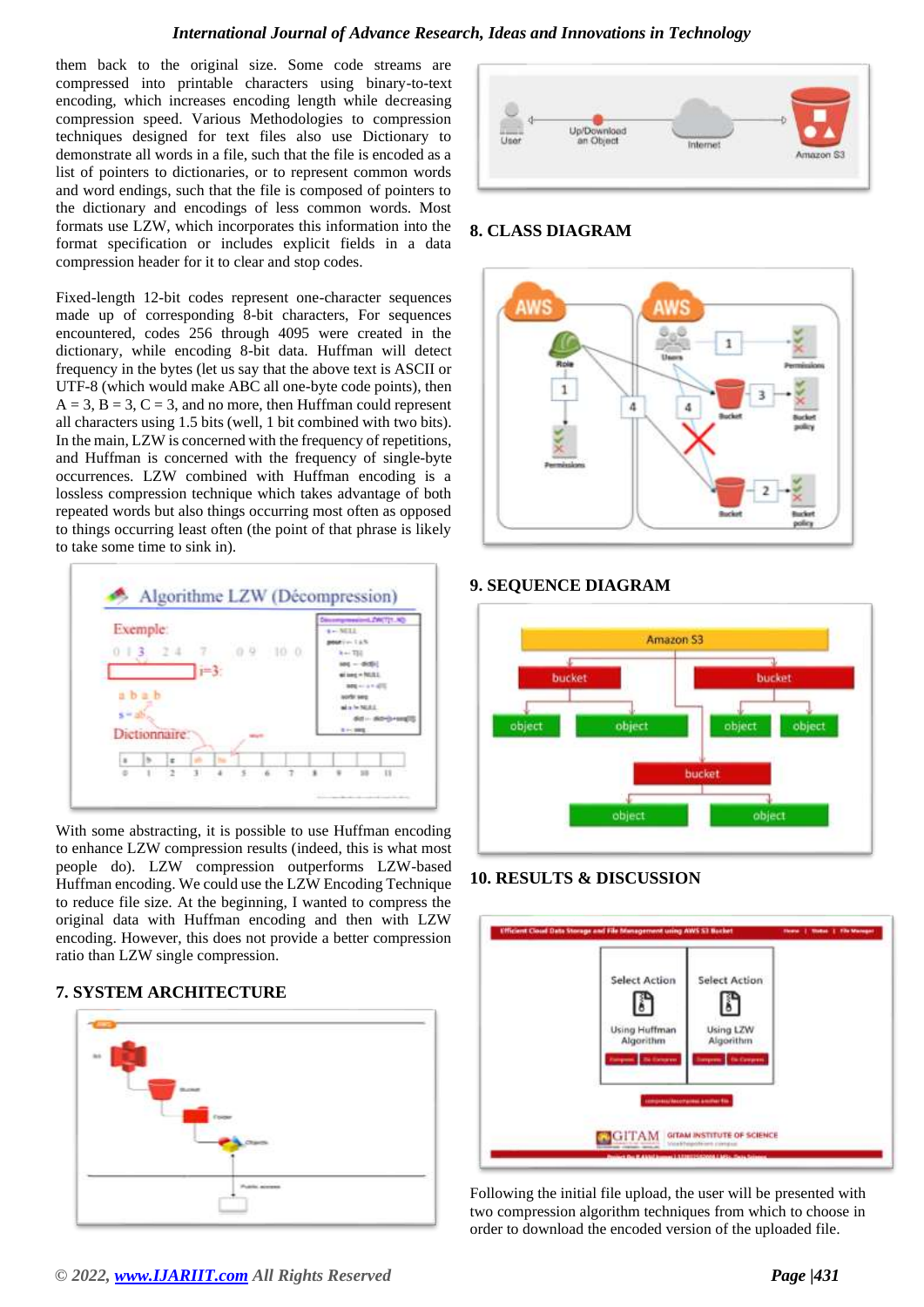them back to the original size. Some code streams are compressed into printable characters using binary-to-text encoding, which increases encoding length while decreasing compression speed. Various Methodologies to compression techniques designed for text files also use Dictionary to demonstrate all words in a file, such that the file is encoded as a list of pointers to dictionaries, or to represent common words and word endings, such that the file is composed of pointers to the dictionary and encodings of less common words. Most formats use LZW, which incorporates this information into the format specification or includes explicit fields in a data compression header for it to clear and stop codes.

Fixed-length 12-bit codes represent one-character sequences made up of corresponding 8-bit characters, For sequences encountered, codes 256 through 4095 were created in the dictionary, while encoding 8-bit data. Huffman will detect frequency in the bytes (let us say that the above text is ASCII or UTF-8 (which would make ABC all one-byte code points), then A = 3, B = 3, C = 3, and no more, then Huffman could represent all characters using 1.5 bits (well, 1 bit combined with two bits). In the main, LZW is concerned with the frequency of repetitions, and Huffman is concerned with the frequency of single-byte occurrences. LZW combined with Huffman encoding is a lossless compression technique which takes advantage of both repeated words but also things occurring most often as opposed to things occurring least often (the point of that phrase is likely to take some time to sink in).

With some abstracting, it is possible to use Huffman encoding to enhance LZW compression results (indeed, this is what most people do). LZW compression outperforms LZW-based Huffman encoding. We could use the LZW Encoding Technique to reduce file size. At the beginning, I wanted to compress the original data with Huffman encoding and then with LZW encoding. However, this does not provide a better compression ratio than LZW single compression.

## 7. SYSTEM ARCHITECTURE

## 8. CLASS DIAGRAM

## 9. SEQUENCE DIAGRAM

## 10. RESULTS & DISCUSSION

Following the initial file upload, the user will be presented with two compression algorithm techniques from which to choose in order to download the encoded version of the uploaded file.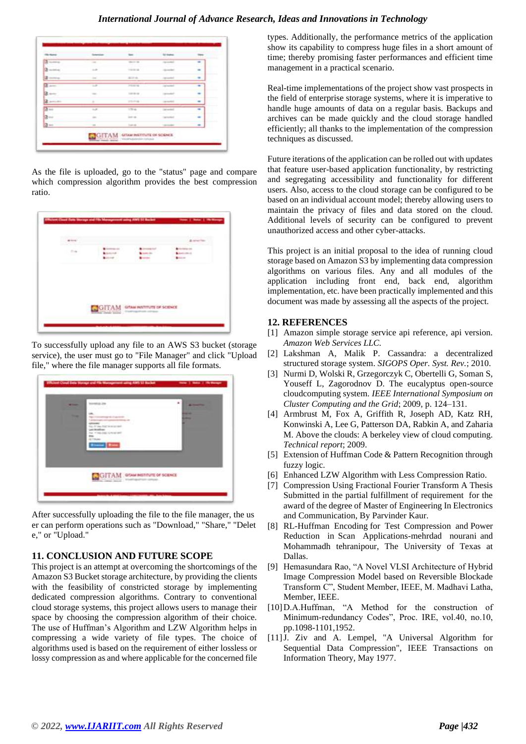As the file is uploaded, go to the "status" page and compare which compression algorithm provides the best compression ratio.

To successfully upload any file to an AWS S3 bucket (storage service), the user must go to "File Manager" and click "Upload file," where the file manager supports all file formats.

After successfully uploading the file to the file manager, the user can perform operations such as "Download," "Share," "Delete," or "Upload."

## 11. CONCLUSION AND FUTURE SCOPE

This project is an attempt at overcoming the shortcomings of the Amazon S3 Bucket storage architecture, by providing the clients with the feasibility of constricted storage by implementing dedicated compression algorithms. Contrary to conventional cloud storage systems, this project allows users to manage their space by choosing the compression algorithm of their choice. The use of Huffman's Algorithm and LZW Algorithm helps in compressing a wide variety of file types. The choice of algorithms used is based on the requirement of either lossless or lossy compression as and where applicable for the concerned file types. Additionally, the performance metrics of the application show its capability to compress huge files in a short amount of time; thereby promising faster performances and efficient time management in a practical scenario.

Real-time implementations of the project show vast prospects in the field of enterprise storage systems, where it is imperative to handle huge amounts of data on a regular basis. Backups and archives can be made quickly and the cloud storage handled efficiently; all thanks to the implementation of the compression techniques as discussed.

Future iterations of the application can be rolled out with updates that feature user-based application functionality, by restricting and segregating accessibility and functionality for different users. Also, access to the cloud storage can be configured to be based on an individual account model; thereby allowing users to maintain the privacy of files and data stored on the cloud. Additional levels of security can be configured to prevent unauthorized access and other cyber-attacks.

This project is an initial proposal to the idea of running cloud storage based on Amazon S3 by implementing data compression algorithms on various files. Any and all modules of the application including front end, back end, algorithm implementation, etc. have been practically implemented and this document was made by assessing all the aspects of the project.

## 12. REFERENCES

[1] Amazon simple storage service api reference, api version. *Amazon Web Services LLC.*

[2] Lakshman A, Malik P. Cassandra: a decentralized structured storage system. *SIGOPS Oper. Syst. Rev.*; 2010.

[3] Nurmi D, Wolski R, Grzegorczyk C, Obertelli G, Soman S, Youseff L, Zagorodnov D. The eucalyptus open-source cloudcomputing system. *IEEE International Symposium on Cluster Computing and the Grid*; 2009, p. 124–131.

[4] Armbrust M, Fox A, Griffith R, Joseph AD, Katz RH, Konwinski A, Lee G, Patterson DA, Rabkin A, and Zaharia M. Above the clouds: A berkeley view of cloud computing. *Technical report*; 2009.

[5] Extension of Huffman Code & Pattern Recognition through fuzzy logic.

[6] Enhanced LZW Algorithm with Less Compression Ratio.

[7] Compression Using Fractional Fourier Transform A Thesis Submitted in the partial fulfillment of requirement for the award of the degree of Master of Engineering In Electronics and Communication, By Parvinder Kaur.

[8] RL-Huffman Encoding for Test Compression and Power Reduction in Scan Applications-mehrdad nourani and Mohammadh tehranipour, The University of Texas at Dallas.

[9] Hemasundara Rao, "A Novel VLSI Architecture of Hybrid Image Compression Model based on Reversible Blockade Transform C", Student Member, IEEE, M. Madhavi Latha, Member, IEEE.

[10] D.A.Huffman, "A Method for the construction of Minimum-redundancy Codes", Proc. IRE, vol.40, no.10, pp.1098-1101,1952.

[11] J. Ziv and A. Lempel, "A Universal Algorithm for Sequential Data Compression", IEEE Transactions on Information Theory, May 1977.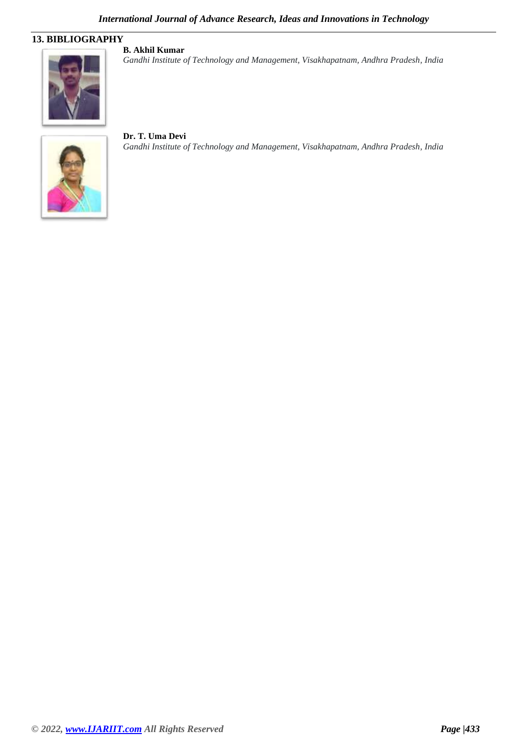## 13. BIBLIOGRAPHY

**B. Akhil Kumar**
*Gandhi Institute of Technology and Management, Visakhapatnam, Andhra Pradesh, India*

**Dr. T. Uma Devi**
*Gandhi Institute of Technology and Management, Visakhapatnam, Andhra Pradesh, India*